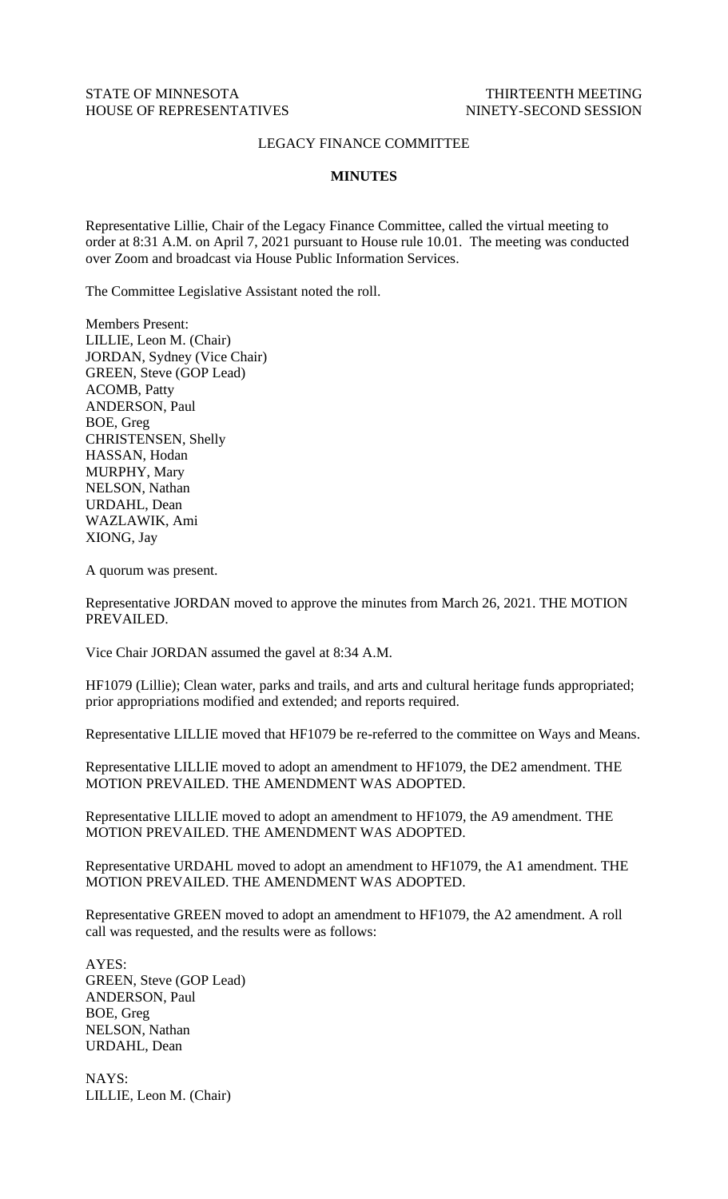STATE OF MINNESOTA THIRTEENTH MEETING
HOUSE OF REPRESENTATIVES NINETY-SECOND SESSION

LEGACY FINANCE COMMITTEE

**MINUTES**

Representative Lillie, Chair of the Legacy Finance Committee, called the virtual meeting to order at 8:31 A.M. on April 7, 2021 pursuant to House rule 10.01. The meeting was conducted over Zoom and broadcast via House Public Information Services.

The Committee Legislative Assistant noted the roll.

Members Present:
LILLIE, Leon M. (Chair)
JORDAN, Sydney (Vice Chair)
GREEN, Steve (GOP Lead)
ACOMB, Patty
ANDERSON, Paul
BOE, Greg
CHRISTENSEN, Shelly
HASSAN, Hodan
MURPHY, Mary
NELSON, Nathan
URDAHL, Dean
WAZLAWIK, Ami
XIONG, Jay

A quorum was present.

Representative JORDAN moved to approve the minutes from March 26, 2021. THE MOTION PREVAILED.

Vice Chair JORDAN assumed the gavel at 8:34 A.M.

HF1079 (Lillie); Clean water, parks and trails, and arts and cultural heritage funds appropriated; prior appropriations modified and extended; and reports required.

Representative LILLIE moved that HF1079 be re-referred to the committee on Ways and Means.

Representative LILLIE moved to adopt an amendment to HF1079, the DE2 amendment. THE MOTION PREVAILED. THE AMENDMENT WAS ADOPTED.

Representative LILLIE moved to adopt an amendment to HF1079, the A9 amendment. THE MOTION PREVAILED. THE AMENDMENT WAS ADOPTED.

Representative URDAHL moved to adopt an amendment to HF1079, the A1 amendment. THE MOTION PREVAILED. THE AMENDMENT WAS ADOPTED.

Representative GREEN moved to adopt an amendment to HF1079, the A2 amendment. A roll call was requested, and the results were as follows:

AYES:
GREEN, Steve (GOP Lead)
ANDERSON, Paul
BOE, Greg
NELSON, Nathan
URDAHL, Dean

NAYS:
LILLIE, Leon M. (Chair)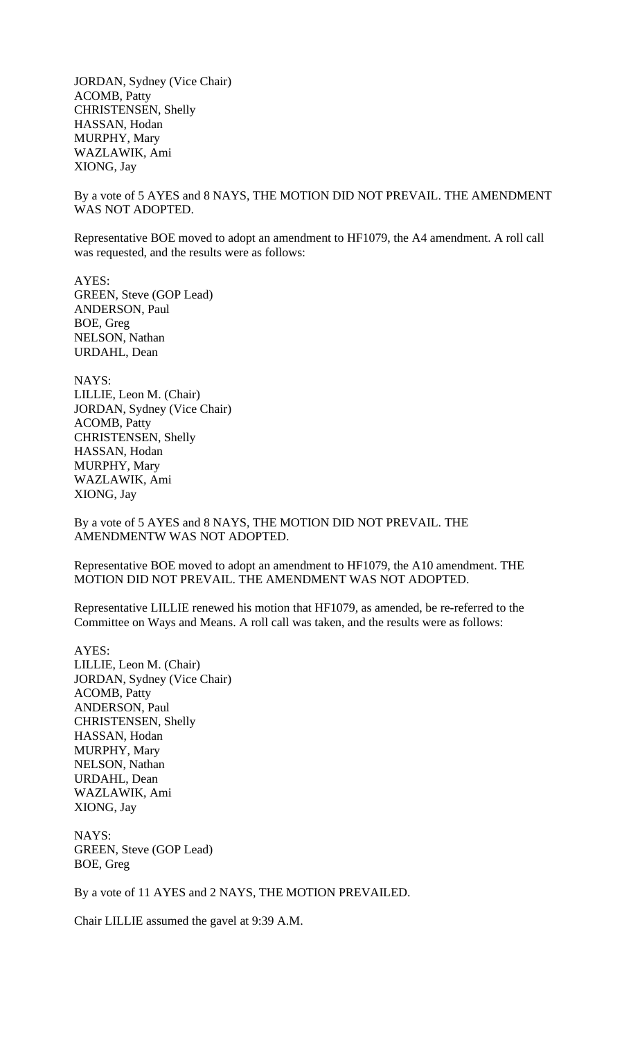JORDAN, Sydney (Vice Chair)
ACOMB, Patty
CHRISTENSEN, Shelly
HASSAN, Hodan
MURPHY, Mary
WAZLAWIK, Ami
XIONG, Jay

By a vote of 5 AYES and 8 NAYS, THE MOTION DID NOT PREVAIL. THE AMENDMENT WAS NOT ADOPTED.

Representative BOE moved to adopt an amendment to HF1079, the A4 amendment. A roll call was requested, and the results were as follows:

AYES:
GREEN, Steve (GOP Lead)
ANDERSON, Paul
BOE, Greg
NELSON, Nathan
URDAHL, Dean

NAYS:
LILLIE, Leon M. (Chair)
JORDAN, Sydney (Vice Chair)
ACOMB, Patty
CHRISTENSEN, Shelly
HASSAN, Hodan
MURPHY, Mary
WAZLAWIK, Ami
XIONG, Jay

By a vote of 5 AYES and 8 NAYS, THE MOTION DID NOT PREVAIL. THE AMENDMENTW WAS NOT ADOPTED.

Representative BOE moved to adopt an amendment to HF1079, the A10 amendment. THE MOTION DID NOT PREVAIL. THE AMENDMENT WAS NOT ADOPTED.

Representative LILLIE renewed his motion that HF1079, as amended, be re-referred to the Committee on Ways and Means. A roll call was taken, and the results were as follows:

AYES:
LILLIE, Leon M. (Chair)
JORDAN, Sydney (Vice Chair)
ACOMB, Patty
ANDERSON, Paul
CHRISTENSEN, Shelly
HASSAN, Hodan
MURPHY, Mary
NELSON, Nathan
URDAHL, Dean
WAZLAWIK, Ami
XIONG, Jay

NAYS:
GREEN, Steve (GOP Lead)
BOE, Greg

By a vote of 11 AYES and 2 NAYS, THE MOTION PREVAILED.

Chair LILLIE assumed the gavel at 9:39 A.M.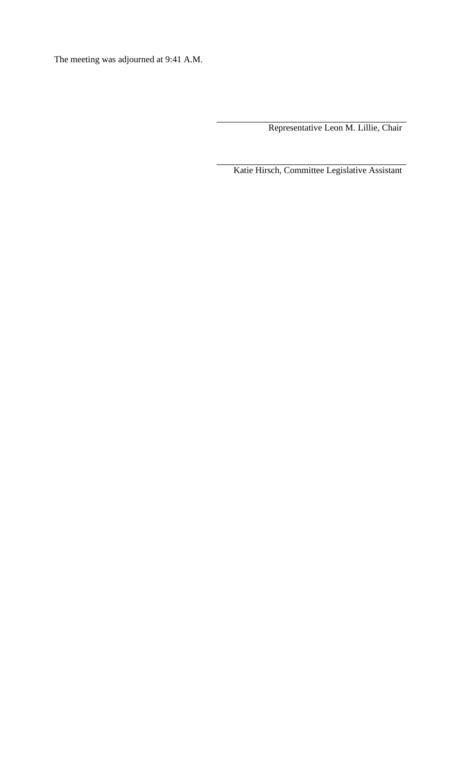The meeting was adjourned at 9:41 A.M.

\_\_\_\_\_\_\_\_\_\_\_\_\_\_\_\_\_\_\_\_\_\_\_\_\_\_\_\_\_\_\_\_\_\_\_\_\_\_\_\_

Representative Leon M. Lillie, Chair

\_\_\_\_\_\_\_\_\_\_\_\_\_\_\_\_\_\_\_\_\_\_\_\_\_\_\_\_\_\_\_\_\_\_\_\_\_\_\_\_

Katie Hirsch, Committee Legislative Assistant